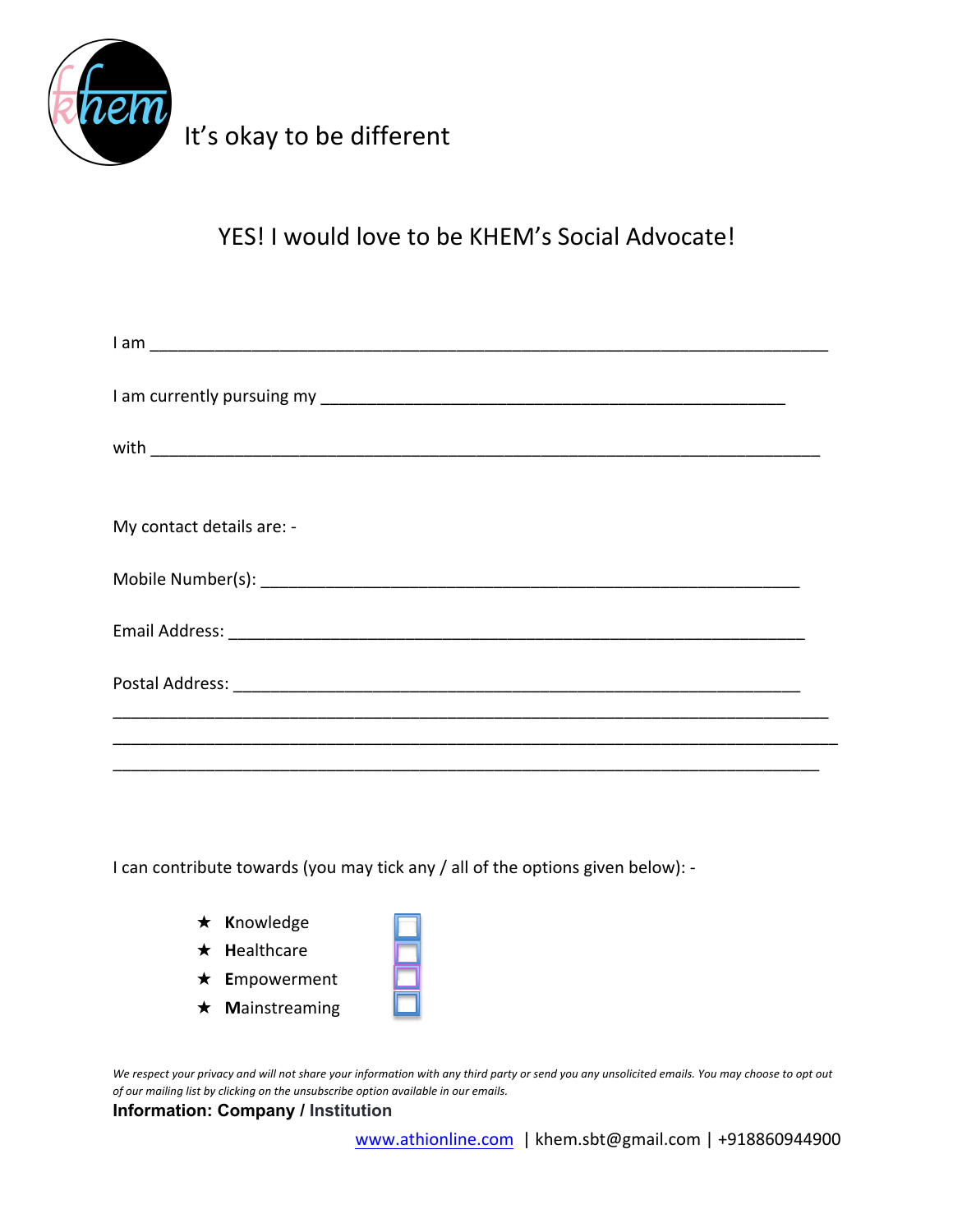khem

It's okay to be different

## YES! I would love to be KHEM's Social Advocate!

I am ___________________________________________________________________________

I am currently pursuing my ____________________________________________________

with ___________________________________________________________________________

My contact details are: -

Mobile Number(s): ____________________________________________________________

Email Address: _______________________________________________________________

Postal Address: ______________________________________________________________
________________________________________________________________________________
________________________________________________________________________________
________________________________________________________________________________

I can contribute towards (you may tick any / all of the options given below): -

- ★ **K**nowledge ☐
- ★ **H**ealthcare ☐
- ★ **E**mpowerment ☐
- ★ **M**ainstreaming ☐

*We respect your privacy and will not share your information with any third party or send you any unsolicited emails. You may choose to opt out of our mailing list by clicking on the unsubscribe option available in our emails.*

**Information: Company / Institution**

www.athionline.com | khem.sbt@gmail.com | +918860944900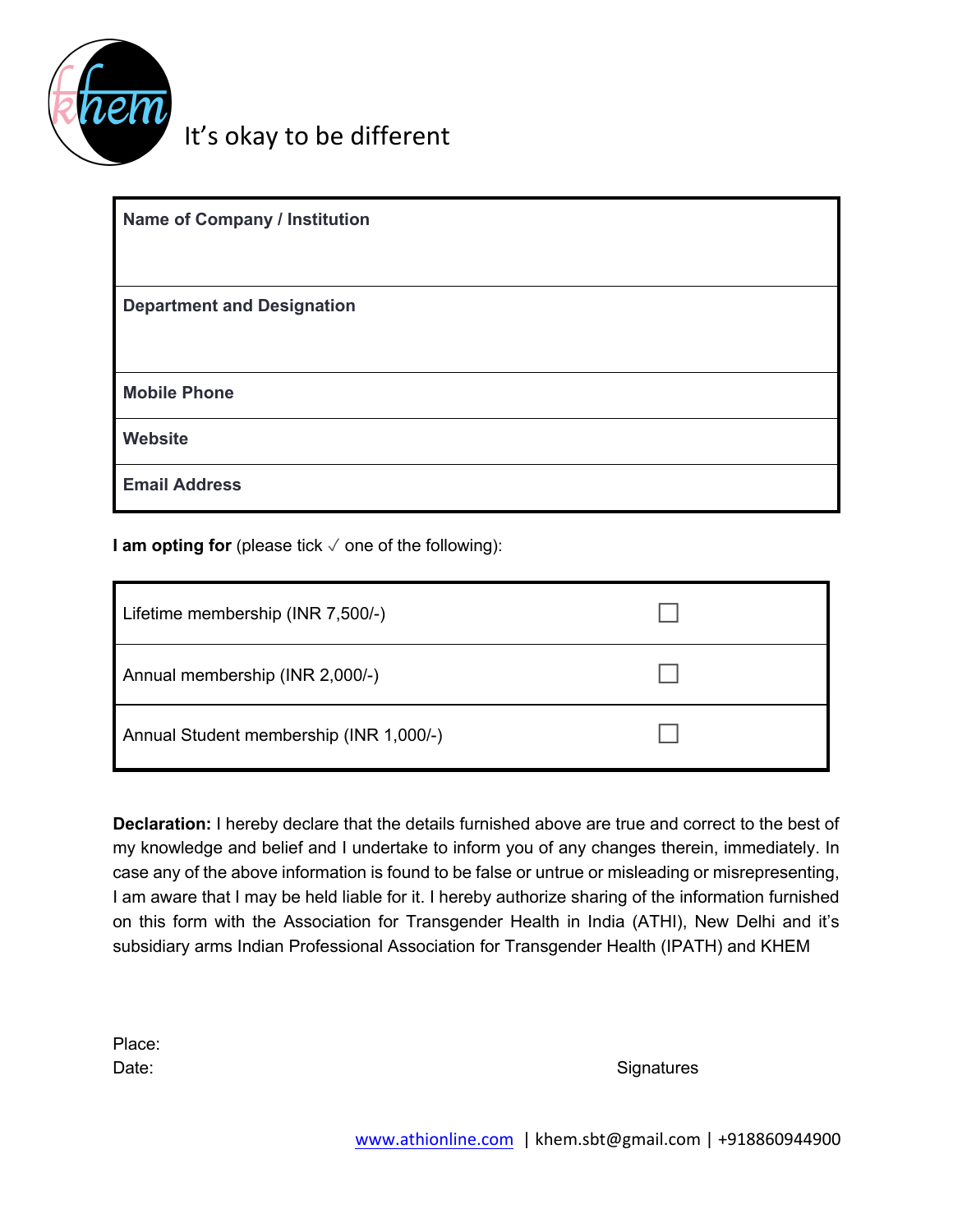It's okay to be different

| Name of Company / Institution |
|---|
| **Department and Designation** |
| **Mobile Phone** |
| **Website** |
| **Email Address** |

**I am opting for** (please tick ✓ one of the following):

| Membership | |
|---|---|
| Lifetime membership (INR 7,500/-) | ☐ |
| Annual membership (INR 2,000/-) | ☐ |
| Annual Student membership (INR 1,000/-) | ☐ |

**Declaration:** I hereby declare that the details furnished above are true and correct to the best of my knowledge and belief and I undertake to inform you of any changes therein, immediately. In case any of the above information is found to be false or untrue or misleading or misrepresenting, I am aware that I may be held liable for it. I hereby authorize sharing of the information furnished on this form with the Association for Transgender Health in India (ATHI), New Delhi and it's subsidiary arms Indian Professional Association for Transgender Health (IPATH) and KHEM

Place:

Date: Signatures

www.athionline.com | khem.sbt@gmail.com | +918860944900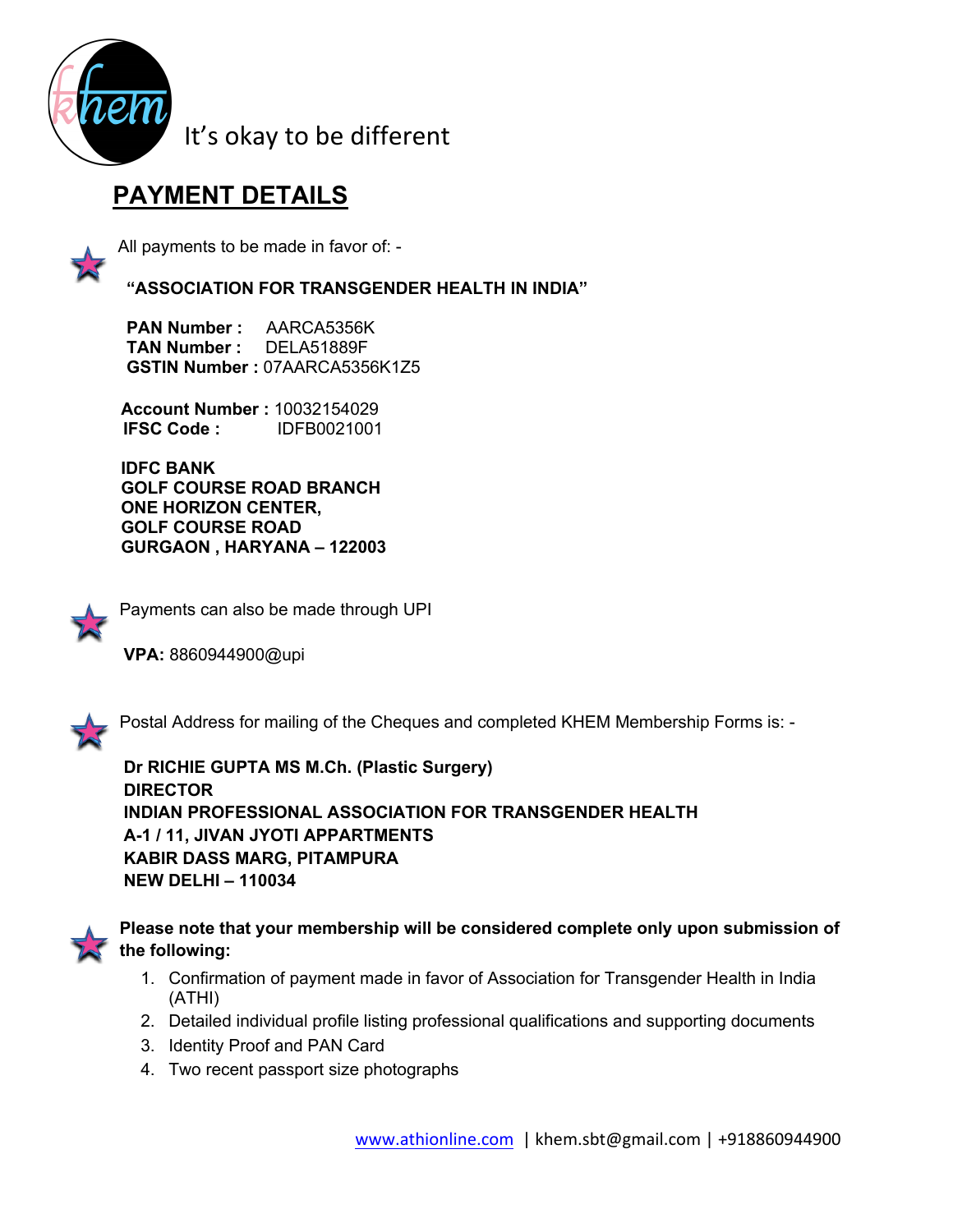It's okay to be different

## PAYMENT DETAILS

- All payments to be made in favor of: -

  **"ASSOCIATION FOR TRANSGENDER HEALTH IN INDIA"**

  **PAN Number :** AARCA5356K
  **TAN Number :** DELA51889F
  **GSTIN Number :** 07AARCA5356K1Z5

  **Account Number :** 10032154029
  **IFSC Code :** IDFB0021001

  **IDFC BANK**
  **GOLF COURSE ROAD BRANCH**
  **ONE HORIZON CENTER,**
  **GOLF COURSE ROAD**
  **GURGAON , HARYANA – 122003**

- Payments can also be made through UPI

  **VPA:** 8860944900@upi

- Postal Address for mailing of the Cheques and completed KHEM Membership Forms is: -

  **Dr RICHIE GUPTA MS M.Ch. (Plastic Surgery)**
  **DIRECTOR**
  **INDIAN PROFESSIONAL ASSOCIATION FOR TRANSGENDER HEALTH**
  **A-1 / 11, JIVAN JYOTI APPARTMENTS**
  **KABIR DASS MARG, PITAMPURA**
  **NEW DELHI – 110034**

- **Please note that your membership will be considered complete only upon submission of the following:**

  1. Confirmation of payment made in favor of Association for Transgender Health in India (ATHI)
  2. Detailed individual profile listing professional qualifications and supporting documents
  3. Identity Proof and PAN Card
  4. Two recent passport size photographs

www.athionline.com | khem.sbt@gmail.com | +918860944900